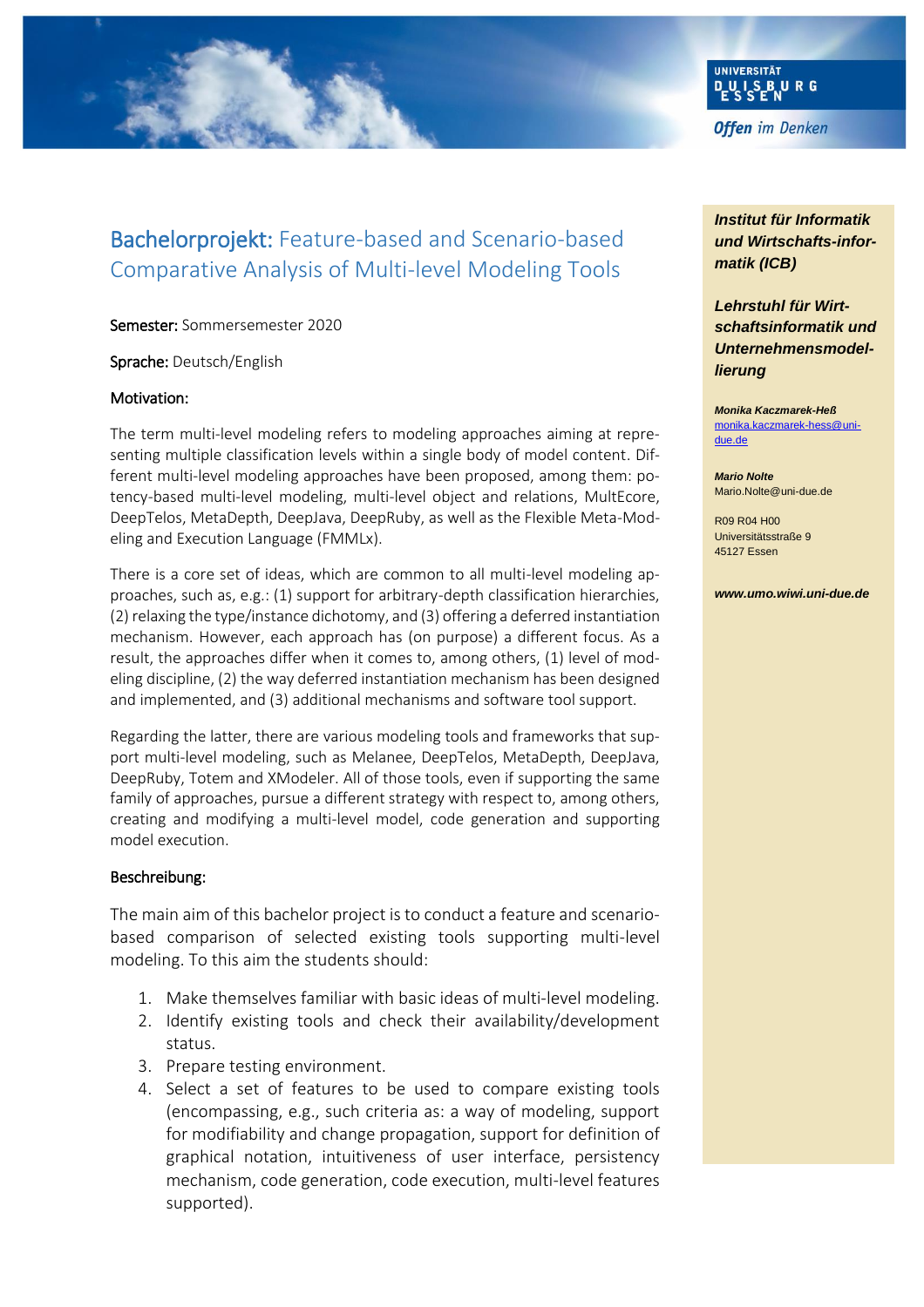# Bachelorprojekt: Feature-based and Scenario-based Comparative Analysis of Multi-level Modeling Tools

**Institut für Informatik und Wirtschafts-informatik (ICB)**

**Lehrstuhl für Wirt-schaftsinformatik und Unternehmensmodel-lierung**

***Monika Kaczmarek-Heß***
monika.kaczmarek-hess@uni-due.de

***Mario Nolte***
Mario.Nolte@uni-due.de

R09 R04 H00
Universitätsstraße 9
45127 Essen

***www.umo.wiwi.uni-due.de***

Semester: Sommersemester 2020

Sprache: Deutsch/English

## Motivation:

The term multi-level modeling refers to modeling approaches aiming at representing multiple classification levels within a single body of model content. Different multi-level modeling approaches have been proposed, among them: potency-based multi-level modeling, multi-level object and relations, MultEcore, DeepTelos, MetaDepth, DeepJava, DeepRuby, as well as the Flexible Meta-Modeling and Execution Language (FMMLx).

There is a core set of ideas, which are common to all multi-level modeling approaches, such as, e.g.: (1) support for arbitrary-depth classification hierarchies, (2) relaxing the type/instance dichotomy, and (3) offering a deferred instantiation mechanism. However, each approach has (on purpose) a different focus. As a result, the approaches differ when it comes to, among others, (1) level of modeling discipline, (2) the way deferred instantiation mechanism has been designed and implemented, and (3) additional mechanisms and software tool support.

Regarding the latter, there are various modeling tools and frameworks that support multi-level modeling, such as Melanee, DeepTelos, MetaDepth, DeepJava, DeepRuby, Totem and XModeler. All of those tools, even if supporting the same family of approaches, pursue a different strategy with respect to, among others, creating and modifying a multi-level model, code generation and supporting model execution.

## Beschreibung:

The main aim of this bachelor project is to conduct a feature and scenario-based comparison of selected existing tools supporting multi-level modeling. To this aim the students should:

1. Make themselves familiar with basic ideas of multi-level modeling.
2. Identify existing tools and check their availability/development status.
3. Prepare testing environment.
4. Select a set of features to be used to compare existing tools (encompassing, e.g., such criteria as: a way of modeling, support for modifiability and change propagation, support for definition of graphical notation, intuitiveness of user interface, persistency mechanism, code generation, code execution, multi-level features supported).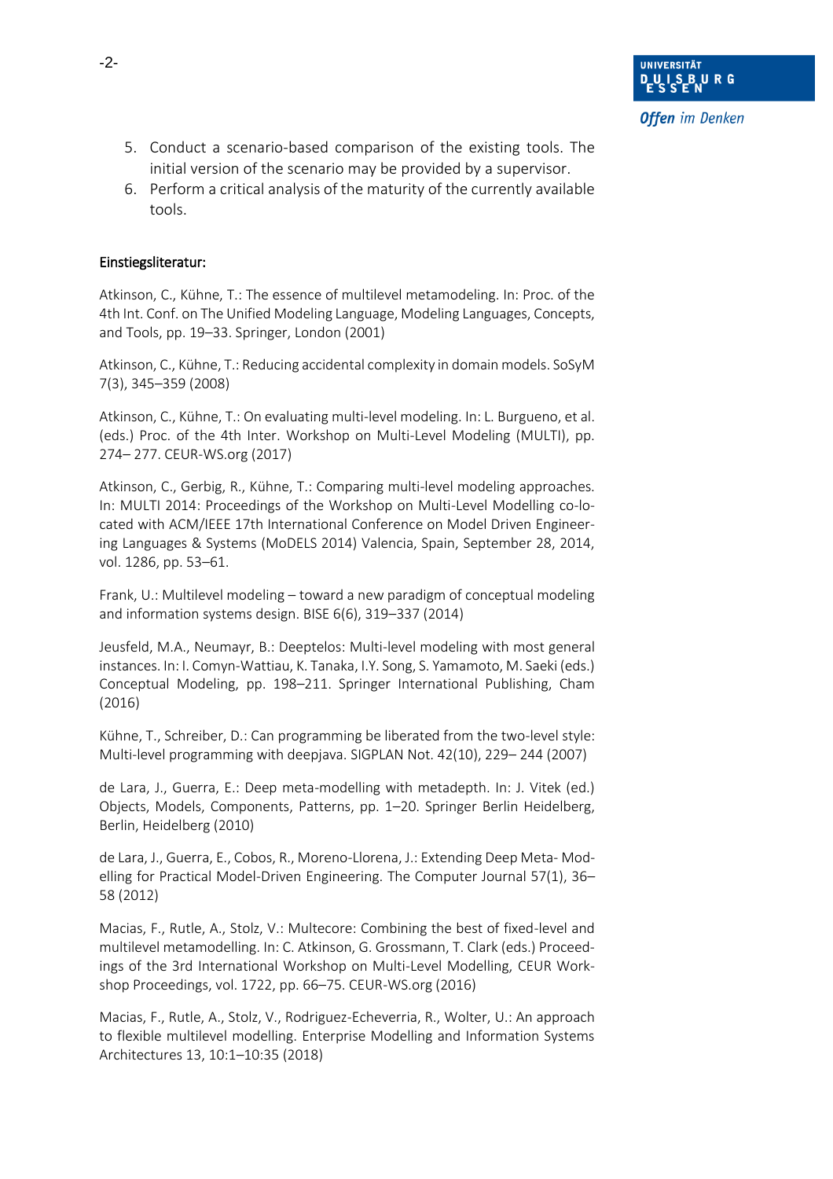5. Conduct a scenario-based comparison of the existing tools. The initial version of the scenario may be provided by a supervisor.
6. Perform a critical analysis of the maturity of the currently available tools.

Einstiegsliteratur:

Atkinson, C., Kühne, T.: The essence of multilevel metamodeling. In: Proc. of the 4th Int. Conf. on The Unified Modeling Language, Modeling Languages, Concepts, and Tools, pp. 19–33. Springer, London (2001)

Atkinson, C., Kühne, T.: Reducing accidental complexity in domain models. SoSyM 7(3), 345–359 (2008)

Atkinson, C., Kühne, T.: On evaluating multi-level modeling. In: L. Burgueno, et al. (eds.) Proc. of the 4th Inter. Workshop on Multi-Level Modeling (MULTI), pp. 274– 277. CEUR-WS.org (2017)

Atkinson, C., Gerbig, R., Kühne, T.: Comparing multi-level modeling approaches. In: MULTI 2014: Proceedings of the Workshop on Multi-Level Modelling co-located with ACM/IEEE 17th International Conference on Model Driven Engineering Languages & Systems (MoDELS 2014) Valencia, Spain, September 28, 2014, vol. 1286, pp. 53–61.

Frank, U.: Multilevel modeling – toward a new paradigm of conceptual modeling and information systems design. BISE 6(6), 319–337 (2014)

Jeusfeld, M.A., Neumayr, B.: Deeptelos: Multi-level modeling with most general instances. In: I. Comyn-Wattiau, K. Tanaka, I.Y. Song, S. Yamamoto, M. Saeki (eds.) Conceptual Modeling, pp. 198–211. Springer International Publishing, Cham (2016)

Kühne, T., Schreiber, D.: Can programming be liberated from the two-level style: Multi-level programming with deepjava. SIGPLAN Not. 42(10), 229– 244 (2007)

de Lara, J., Guerra, E.: Deep meta-modelling with metadepth. In: J. Vitek (ed.) Objects, Models, Components, Patterns, pp. 1–20. Springer Berlin Heidelberg, Berlin, Heidelberg (2010)

de Lara, J., Guerra, E., Cobos, R., Moreno-Llorena, J.: Extending Deep Meta- Modelling for Practical Model-Driven Engineering. The Computer Journal 57(1), 36–58 (2012)

Macias, F., Rutle, A., Stolz, V.: Multecore: Combining the best of fixed-level and multilevel metamodelling. In: C. Atkinson, G. Grossmann, T. Clark (eds.) Proceedings of the 3rd International Workshop on Multi-Level Modelling, CEUR Workshop Proceedings, vol. 1722, pp. 66–75. CEUR-WS.org (2016)

Macias, F., Rutle, A., Stolz, V., Rodriguez-Echeverria, R., Wolter, U.: An approach to flexible multilevel modelling. Enterprise Modelling and Information Systems Architectures 13, 10:1–10:35 (2018)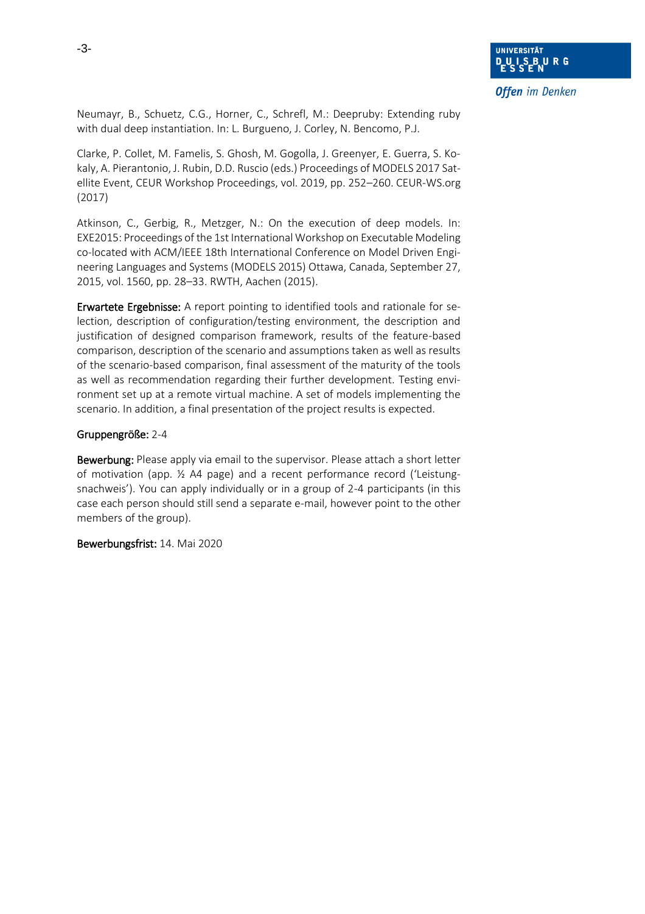Neumayr, B., Schuetz, C.G., Horner, C., Schrefl, M.: Deepruby: Extending ruby with dual deep instantiation. In: L. Burgueno, J. Corley, N. Bencomo, P.J.

Clarke, P. Collet, M. Famelis, S. Ghosh, M. Gogolla, J. Greenyer, E. Guerra, S. Kokaly, A. Pierantonio, J. Rubin, D.D. Ruscio (eds.) Proceedings of MODELS 2017 Satellite Event, CEUR Workshop Proceedings, vol. 2019, pp. 252–260. CEUR-WS.org (2017)

Atkinson, C., Gerbig, R., Metzger, N.: On the execution of deep models. In: EXE2015: Proceedings of the 1st International Workshop on Executable Modeling co-located with ACM/IEEE 18th International Conference on Model Driven Engineering Languages and Systems (MODELS 2015) Ottawa, Canada, September 27, 2015, vol. 1560, pp. 28–33. RWTH, Aachen (2015).

**Erwartete Ergebnisse:** A report pointing to identified tools and rationale for selection, description of configuration/testing environment, the description and justification of designed comparison framework, results of the feature-based comparison, description of the scenario and assumptions taken as well as results of the scenario-based comparison, final assessment of the maturity of the tools as well as recommendation regarding their further development. Testing environment set up at a remote virtual machine. A set of models implementing the scenario. In addition, a final presentation of the project results is expected.

**Gruppengröße:** 2-4

**Bewerbung:** Please apply via email to the supervisor. Please attach a short letter of motivation (app. ½ A4 page) and a recent performance record ('Leistungsnachweis'). You can apply individually or in a group of 2-4 participants (in this case each person should still send a separate e-mail, however point to the other members of the group).

**Bewerbungsfrist:** 14. Mai 2020